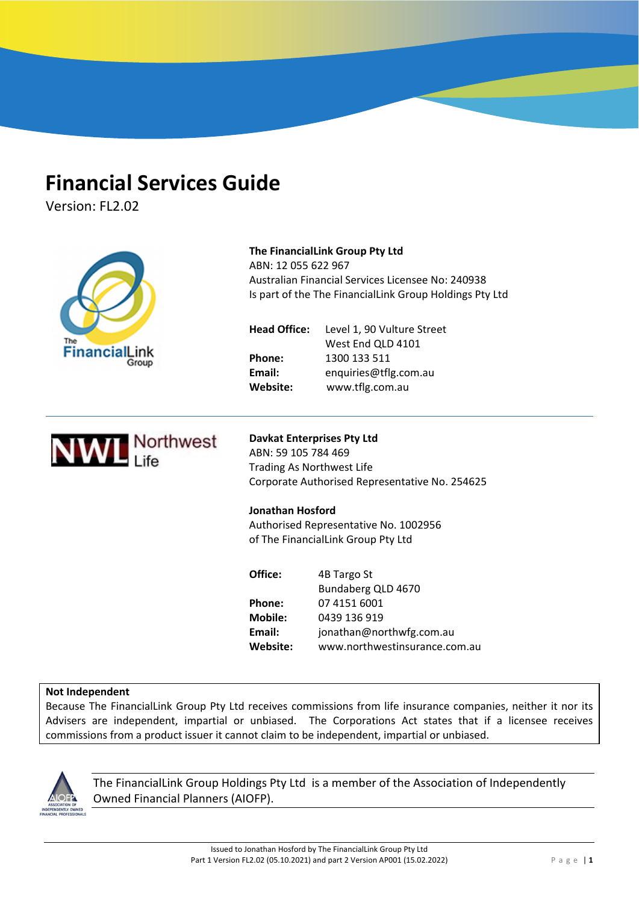# Financial Services Guide

Version: FL2.02

**The FinancialLink Group Pty Ltd**
ABN: 12 055 622 967
Australian Financial Services Licensee No: 240938
Is part of the The FinancialLink Group Holdings Pty Ltd

**Head Office:** Level 1, 90 Vulture Street
West End QLD 4101
**Phone:** 1300 133 511
**Email:** enquiries@tflg.com.au
**Website:** www.tflg.com.au

---

**Davkat Enterprises Pty Ltd**
ABN: 59 105 784 469
Trading As Northwest Life
Corporate Authorised Representative No. 254625

**Jonathan Hosford**
Authorised Representative No. 1002956
of The FinancialLink Group Pty Ltd

**Office:** 4B Targo St
Bundaberg QLD 4670
**Phone:** 07 4151 6001
**Mobile:** 0439 136 919
**Email:** jonathan@northwfg.com.au
**Website:** www.northwestinsurance.com.au

**Not Independent**
Because The FinancialLink Group Pty Ltd receives commissions from life insurance companies, neither it nor its Advisers are independent, impartial or unbiased. The Corporations Act states that if a licensee receives commissions from a product issuer it cannot claim to be independent, impartial or unbiased.

The FinancialLink Group Holdings Pty Ltd is a member of the Association of Independently Owned Financial Planners (AIOFP).

Issued to Jonathan Hosford by The FinancialLink Group Pty Ltd
Part 1 Version FL2.02 (05.10.2021) and part 2 Version AP001 (15.02.2022)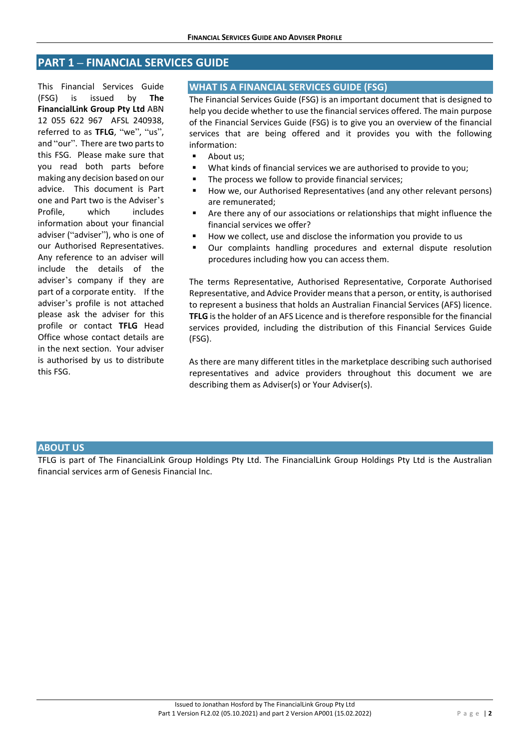# PART 1 – FINANCIAL SERVICES GUIDE

This Financial Services Guide (FSG) is issued by **The FinancialLink Group Pty Ltd** ABN 12 055 622 967 AFSL 240938, referred to as **TFLG**, "we", "us", and "our". There are two parts to this FSG. Please make sure that you read both parts before making any decision based on our advice. This document is Part one and Part two is the Adviser's Profile, which includes information about your financial adviser ("adviser"), who is one of our Authorised Representatives. Any reference to an adviser will include the details of the adviser's company if they are part of a corporate entity. If the adviser's profile is not attached please ask the adviser for this profile or contact **TFLG** Head Office whose contact details are in the next section. Your adviser is authorised by us to distribute this FSG.

## WHAT IS A FINANCIAL SERVICES GUIDE (FSG)

The Financial Services Guide (FSG) is an important document that is designed to help you decide whether to use the financial services offered. The main purpose of the Financial Services Guide (FSG) is to give you an overview of the financial services that are being offered and it provides you with the following information:

- About us;
- What kinds of financial services we are authorised to provide to you;
- The process we follow to provide financial services;
- How we, our Authorised Representatives (and any other relevant persons) are remunerated;
- Are there any of our associations or relationships that might influence the financial services we offer?
- How we collect, use and disclose the information you provide to us
- Our complaints handling procedures and external dispute resolution procedures including how you can access them.

The terms Representative, Authorised Representative, Corporate Authorised Representative, and Advice Provider means that a person, or entity, is authorised to represent a business that holds an Australian Financial Services (AFS) licence. **TFLG** is the holder of an AFS Licence and is therefore responsible for the financial services provided, including the distribution of this Financial Services Guide (FSG).

As there are many different titles in the marketplace describing such authorised representatives and advice providers throughout this document we are describing them as Adviser(s) or Your Adviser(s).

## ABOUT US

TFLG is part of The FinancialLink Group Holdings Pty Ltd. The FinancialLink Group Holdings Pty Ltd is the Australian financial services arm of Genesis Financial Inc.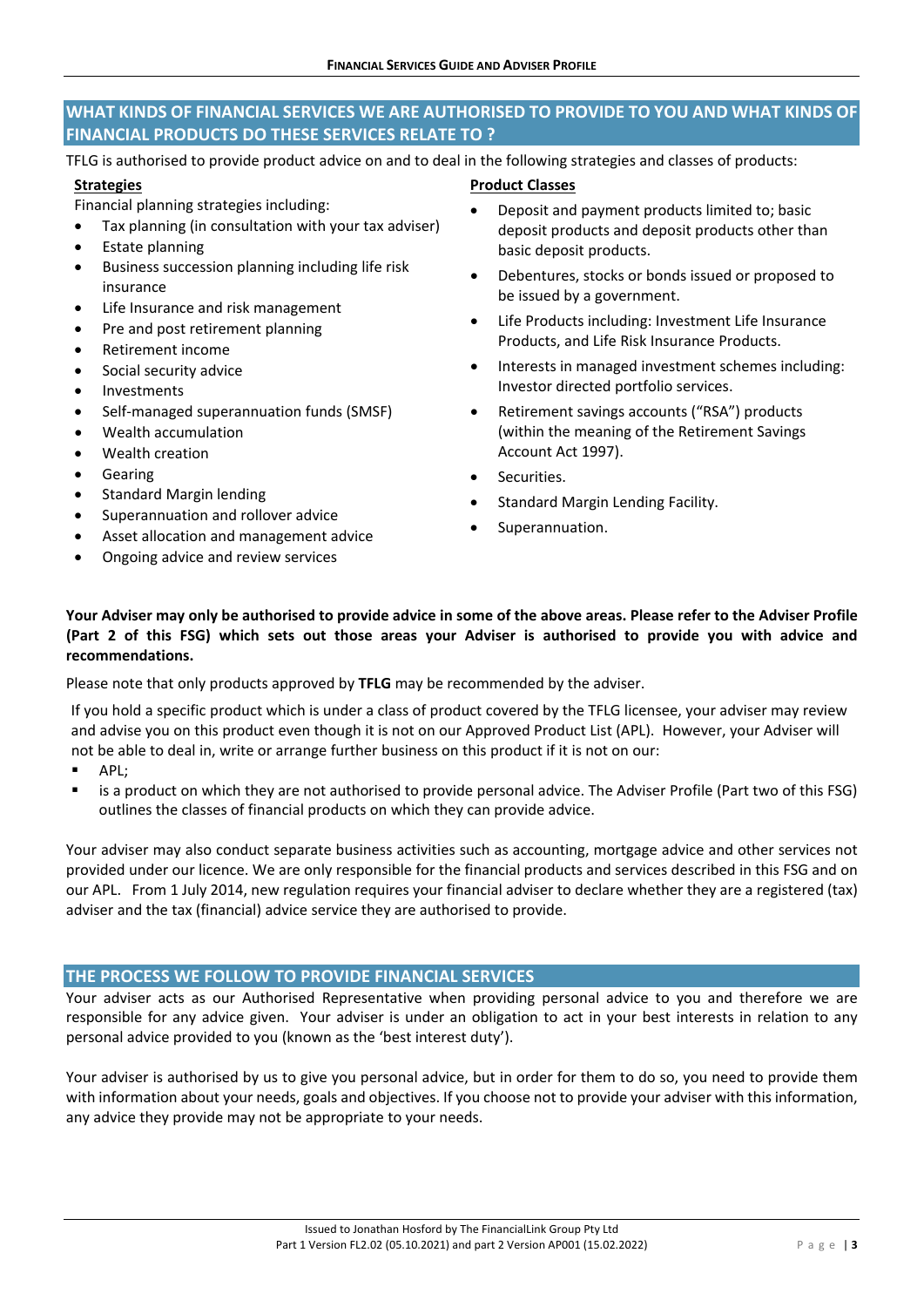## WHAT KINDS OF FINANCIAL SERVICES WE ARE AUTHORISED TO PROVIDE TO YOU AND WHAT KINDS OF FINANCIAL PRODUCTS DO THESE SERVICES RELATE TO ?

TFLG is authorised to provide product advice on and to deal in the following strategies and classes of products:

**Strategies**

Financial planning strategies including:

- Tax planning (in consultation with your tax adviser)
- Estate planning
- Business succession planning including life risk insurance
- Life Insurance and risk management
- Pre and post retirement planning
- Retirement income
- Social security advice
- Investments
- Self-managed superannuation funds (SMSF)
- Wealth accumulation
- Wealth creation
- Gearing
- Standard Margin lending
- Superannuation and rollover advice
- Asset allocation and management advice
- Ongoing advice and review services

**Product Classes**

- Deposit and payment products limited to; basic deposit products and deposit products other than basic deposit products.
- Debentures, stocks or bonds issued or proposed to be issued by a government.
- Life Products including: Investment Life Insurance Products, and Life Risk Insurance Products.
- Interests in managed investment schemes including: Investor directed portfolio services.
- Retirement savings accounts ("RSA") products (within the meaning of the Retirement Savings Account Act 1997).
- Securities.
- Standard Margin Lending Facility.
- Superannuation.

**Your Adviser may only be authorised to provide advice in some of the above areas. Please refer to the Adviser Profile (Part 2 of this FSG) which sets out those areas your Adviser is authorised to provide you with advice and recommendations.**

Please note that only products approved by **TFLG** may be recommended by the adviser.

If you hold a specific product which is under a class of product covered by the TFLG licensee, your adviser may review and advise you on this product even though it is not on our Approved Product List (APL). However, your Adviser will not be able to deal in, write or arrange further business on this product if it is not on our:

- APL;
- is a product on which they are not authorised to provide personal advice. The Adviser Profile (Part two of this FSG) outlines the classes of financial products on which they can provide advice.

Your adviser may also conduct separate business activities such as accounting, mortgage advice and other services not provided under our licence. We are only responsible for the financial products and services described in this FSG and on our APL. From 1 July 2014, new regulation requires your financial adviser to declare whether they are a registered (tax) adviser and the tax (financial) advice service they are authorised to provide.

## THE PROCESS WE FOLLOW TO PROVIDE FINANCIAL SERVICES

Your adviser acts as our Authorised Representative when providing personal advice to you and therefore we are responsible for any advice given. Your adviser is under an obligation to act in your best interests in relation to any personal advice provided to you (known as the 'best interest duty').

Your adviser is authorised by us to give you personal advice, but in order for them to do so, you need to provide them with information about your needs, goals and objectives. If you choose not to provide your adviser with this information, any advice they provide may not be appropriate to your needs.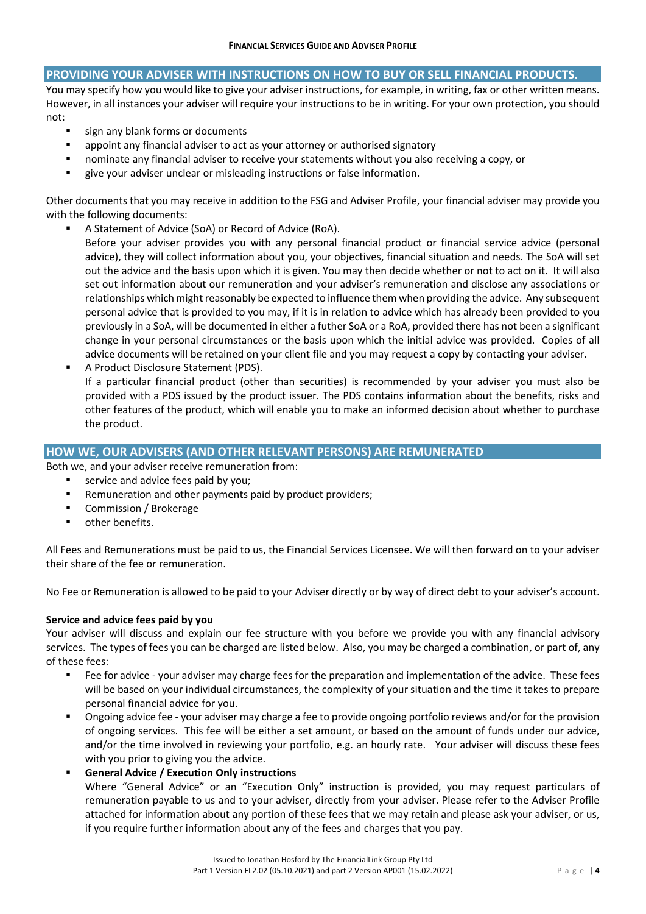## PROVIDING YOUR ADVISER WITH INSTRUCTIONS ON HOW TO BUY OR SELL FINANCIAL PRODUCTS.

You may specify how you would like to give your adviser instructions, for example, in writing, fax or other written means. However, in all instances your adviser will require your instructions to be in writing. For your own protection, you should not:

- sign any blank forms or documents
- appoint any financial adviser to act as your attorney or authorised signatory
- nominate any financial adviser to receive your statements without you also receiving a copy, or
- give your adviser unclear or misleading instructions or false information.

Other documents that you may receive in addition to the FSG and Adviser Profile, your financial adviser may provide you with the following documents:

- A Statement of Advice (SoA) or Record of Advice (RoA).
  Before your adviser provides you with any personal financial product or financial service advice (personal advice), they will collect information about you, your objectives, financial situation and needs. The SoA will set out the advice and the basis upon which it is given. You may then decide whether or not to act on it. It will also set out information about our remuneration and your adviser's remuneration and disclose any associations or relationships which might reasonably be expected to influence them when providing the advice. Any subsequent personal advice that is provided to you may, if it is in relation to advice which has already been provided to you previously in a SoA, will be documented in either a futher SoA or a RoA, provided there has not been a significant change in your personal circumstances or the basis upon which the initial advice was provided. Copies of all advice documents will be retained on your client file and you may request a copy by contacting your adviser.
- A Product Disclosure Statement (PDS).
  If a particular financial product (other than securities) is recommended by your adviser you must also be provided with a PDS issued by the product issuer. The PDS contains information about the benefits, risks and other features of the product, which will enable you to make an informed decision about whether to purchase the product.

## HOW WE, OUR ADVISERS (AND OTHER RELEVANT PERSONS) ARE REMUNERATED

Both we, and your adviser receive remuneration from:

- service and advice fees paid by you;
- Remuneration and other payments paid by product providers;
- Commission / Brokerage
- other benefits.

All Fees and Remunerations must be paid to us, the Financial Services Licensee. We will then forward on to your adviser their share of the fee or remuneration.

No Fee or Remuneration is allowed to be paid to your Adviser directly or by way of direct debt to your adviser's account.

**Service and advice fees paid by you**

Your adviser will discuss and explain our fee structure with you before we provide you with any financial advisory services. The types of fees you can be charged are listed below. Also, you may be charged a combination, or part of, any of these fees:

- Fee for advice - your adviser may charge fees for the preparation and implementation of the advice. These fees will be based on your individual circumstances, the complexity of your situation and the time it takes to prepare personal financial advice for you.
- Ongoing advice fee - your adviser may charge a fee to provide ongoing portfolio reviews and/or for the provision of ongoing services. This fee will be either a set amount, or based on the amount of funds under our advice, and/or the time involved in reviewing your portfolio, e.g. an hourly rate. Your adviser will discuss these fees with you prior to giving you the advice.
- **General Advice / Execution Only instructions**
  Where "General Advice" or an "Execution Only" instruction is provided, you may request particulars of remuneration payable to us and to your adviser, directly from your adviser. Please refer to the Adviser Profile attached for information about any portion of these fees that we may retain and please ask your adviser, or us, if you require further information about any of the fees and charges that you pay.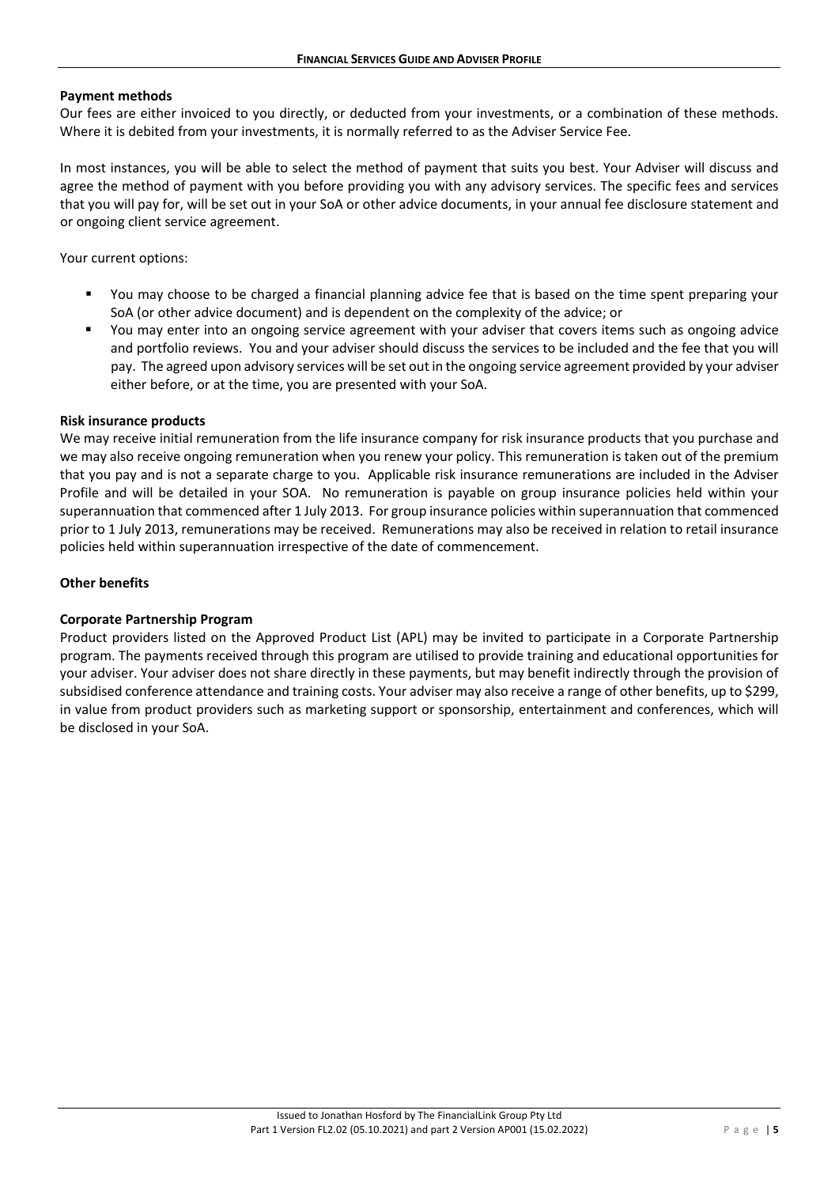**Payment methods**

Our fees are either invoiced to you directly, or deducted from your investments, or a combination of these methods. Where it is debited from your investments, it is normally referred to as the Adviser Service Fee.

In most instances, you will be able to select the method of payment that suits you best. Your Adviser will discuss and agree the method of payment with you before providing you with any advisory services. The specific fees and services that you will pay for, will be set out in your SoA or other advice documents, in your annual fee disclosure statement and or ongoing client service agreement.

Your current options:

- You may choose to be charged a financial planning advice fee that is based on the time spent preparing your SoA (or other advice document) and is dependent on the complexity of the advice; or
- You may enter into an ongoing service agreement with your adviser that covers items such as ongoing advice and portfolio reviews. You and your adviser should discuss the services to be included and the fee that you will pay. The agreed upon advisory services will be set out in the ongoing service agreement provided by your adviser either before, or at the time, you are presented with your SoA.

**Risk insurance products**

We may receive initial remuneration from the life insurance company for risk insurance products that you purchase and we may also receive ongoing remuneration when you renew your policy. This remuneration is taken out of the premium that you pay and is not a separate charge to you. Applicable risk insurance remunerations are included in the Adviser Profile and will be detailed in your SOA. No remuneration is payable on group insurance policies held within your superannuation that commenced after 1 July 2013. For group insurance policies within superannuation that commenced prior to 1 July 2013, remunerations may be received. Remunerations may also be received in relation to retail insurance policies held within superannuation irrespective of the date of commencement.

**Other benefits**

**Corporate Partnership Program**

Product providers listed on the Approved Product List (APL) may be invited to participate in a Corporate Partnership program. The payments received through this program are utilised to provide training and educational opportunities for your adviser. Your adviser does not share directly in these payments, but may benefit indirectly through the provision of subsidised conference attendance and training costs. Your adviser may also receive a range of other benefits, up to $299, in value from product providers such as marketing support or sponsorship, entertainment and conferences, which will be disclosed in your SoA.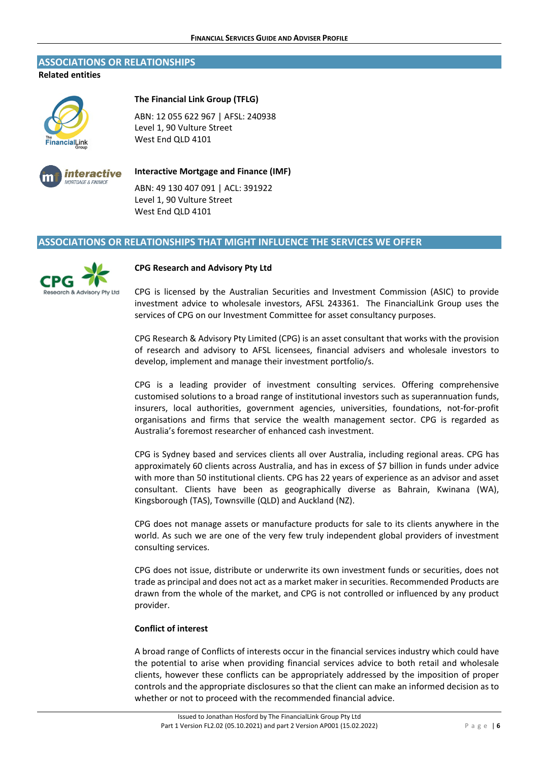## ASSOCIATIONS OR RELATIONSHIPS

**Related entities**

**The Financial Link Group (TFLG)**

ABN: 12 055 622 967 | AFSL: 240938
Level 1, 90 Vulture Street
West End QLD 4101

**Interactive Mortgage and Finance (IMF)**

ABN: 49 130 407 091 | ACL: 391922
Level 1, 90 Vulture Street
West End QLD 4101

## ASSOCIATIONS OR RELATIONSHIPS THAT MIGHT INFLUENCE THE SERVICES WE OFFER

**CPG Research and Advisory Pty Ltd**

CPG is licensed by the Australian Securities and Investment Commission (ASIC) to provide investment advice to wholesale investors, AFSL 243361. The FinancialLink Group uses the services of CPG on our Investment Committee for asset consultancy purposes.

CPG Research & Advisory Pty Limited (CPG) is an asset consultant that works with the provision of research and advisory to AFSL licensees, financial advisers and wholesale investors to develop, implement and manage their investment portfolio/s.

CPG is a leading provider of investment consulting services. Offering comprehensive customised solutions to a broad range of institutional investors such as superannuation funds, insurers, local authorities, government agencies, universities, foundations, not-for-profit organisations and firms that service the wealth management sector. CPG is regarded as Australia's foremost researcher of enhanced cash investment.

CPG is Sydney based and services clients all over Australia, including regional areas. CPG has approximately 60 clients across Australia, and has in excess of $7 billion in funds under advice with more than 50 institutional clients. CPG has 22 years of experience as an advisor and asset consultant. Clients have been as geographically diverse as Bahrain, Kwinana (WA), Kingsborough (TAS), Townsville (QLD) and Auckland (NZ).

CPG does not manage assets or manufacture products for sale to its clients anywhere in the world. As such we are one of the very few truly independent global providers of investment consulting services.

CPG does not issue, distribute or underwrite its own investment funds or securities, does not trade as principal and does not act as a market maker in securities. Recommended Products are drawn from the whole of the market, and CPG is not controlled or influenced by any product provider.

**Conflict of interest**

A broad range of Conflicts of interests occur in the financial services industry which could have the potential to arise when providing financial services advice to both retail and wholesale clients, however these conflicts can be appropriately addressed by the imposition of proper controls and the appropriate disclosures so that the client can make an informed decision as to whether or not to proceed with the recommended financial advice.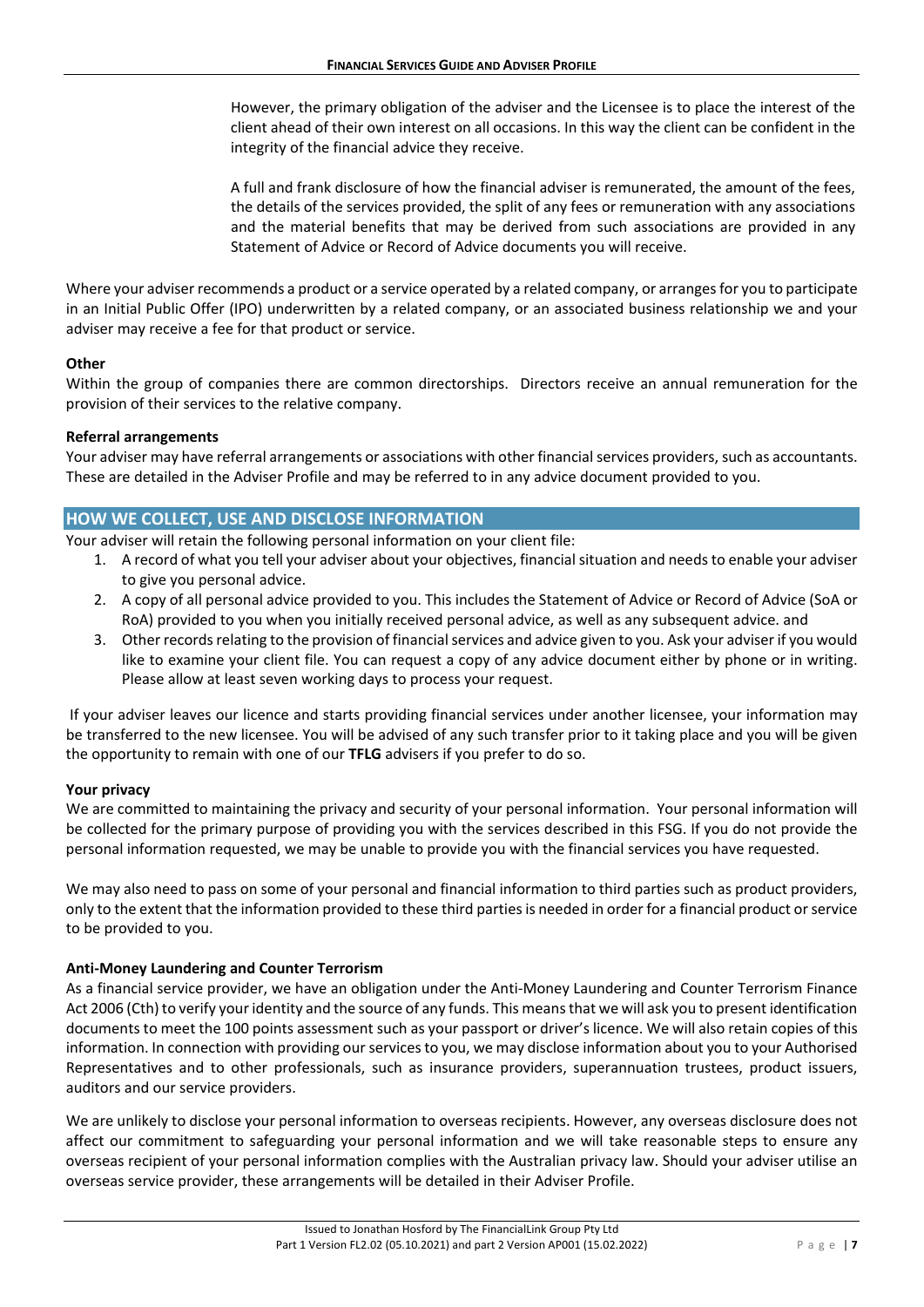However, the primary obligation of the adviser and the Licensee is to place the interest of the client ahead of their own interest on all occasions. In this way the client can be confident in the integrity of the financial advice they receive.

A full and frank disclosure of how the financial adviser is remunerated, the amount of the fees, the details of the services provided, the split of any fees or remuneration with any associations and the material benefits that may be derived from such associations are provided in any Statement of Advice or Record of Advice documents you will receive.

Where your adviser recommends a product or a service operated by a related company, or arranges for you to participate in an Initial Public Offer (IPO) underwritten by a related company, or an associated business relationship we and your adviser may receive a fee for that product or service.

**Other**

Within the group of companies there are common directorships. Directors receive an annual remuneration for the provision of their services to the relative company.

**Referral arrangements**

Your adviser may have referral arrangements or associations with other financial services providers, such as accountants. These are detailed in the Adviser Profile and may be referred to in any advice document provided to you.

## HOW WE COLLECT, USE AND DISCLOSE INFORMATION

Your adviser will retain the following personal information on your client file:

1. A record of what you tell your adviser about your objectives, financial situation and needs to enable your adviser to give you personal advice.
2. A copy of all personal advice provided to you. This includes the Statement of Advice or Record of Advice (SoA or RoA) provided to you when you initially received personal advice, as well as any subsequent advice. and
3. Other records relating to the provision of financial services and advice given to you. Ask your adviser if you would like to examine your client file. You can request a copy of any advice document either by phone or in writing. Please allow at least seven working days to process your request.

If your adviser leaves our licence and starts providing financial services under another licensee, your information may be transferred to the new licensee. You will be advised of any such transfer prior to it taking place and you will be given the opportunity to remain with one of our **TFLG** advisers if you prefer to do so.

**Your privacy**

We are committed to maintaining the privacy and security of your personal information. Your personal information will be collected for the primary purpose of providing you with the services described in this FSG. If you do not provide the personal information requested, we may be unable to provide you with the financial services you have requested.

We may also need to pass on some of your personal and financial information to third parties such as product providers, only to the extent that the information provided to these third parties is needed in order for a financial product or service to be provided to you.

**Anti-Money Laundering and Counter Terrorism**

As a financial service provider, we have an obligation under the Anti-Money Laundering and Counter Terrorism Finance Act 2006 (Cth) to verify your identity and the source of any funds. This means that we will ask you to present identification documents to meet the 100 points assessment such as your passport or driver's licence. We will also retain copies of this information. In connection with providing our services to you, we may disclose information about you to your Authorised Representatives and to other professionals, such as insurance providers, superannuation trustees, product issuers, auditors and our service providers.

We are unlikely to disclose your personal information to overseas recipients. However, any overseas disclosure does not affect our commitment to safeguarding your personal information and we will take reasonable steps to ensure any overseas recipient of your personal information complies with the Australian privacy law. Should your adviser utilise an overseas service provider, these arrangements will be detailed in their Adviser Profile.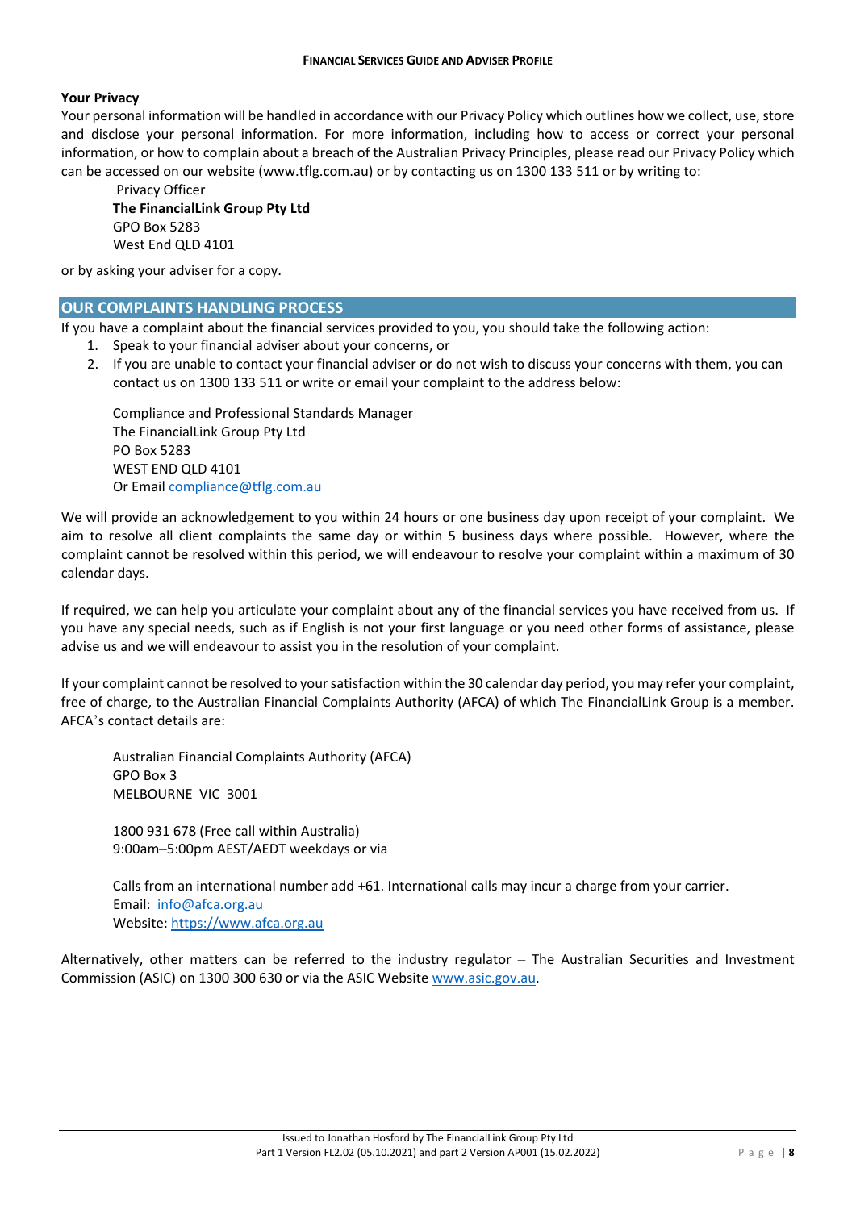**Your Privacy**

Your personal information will be handled in accordance with our Privacy Policy which outlines how we collect, use, store and disclose your personal information. For more information, including how to access or correct your personal information, or how to complain about a breach of the Australian Privacy Principles, please read our Privacy Policy which can be accessed on our website (www.tflg.com.au) or by contacting us on 1300 133 511 or by writing to:

Privacy Officer
**The FinancialLink Group Pty Ltd**
GPO Box 5283
West End QLD 4101

or by asking your adviser for a copy.

## OUR COMPLAINTS HANDLING PROCESS

If you have a complaint about the financial services provided to you, you should take the following action:

1. Speak to your financial adviser about your concerns, or
2. If you are unable to contact your financial adviser or do not wish to discuss your concerns with them, you can contact us on 1300 133 511 or write or email your complaint to the address below:

   Compliance and Professional Standards Manager
   The FinancialLink Group Pty Ltd
   PO Box 5283
   WEST END QLD 4101
   Or Email compliance@tflg.com.au

We will provide an acknowledgement to you within 24 hours or one business day upon receipt of your complaint. We aim to resolve all client complaints the same day or within 5 business days where possible. However, where the complaint cannot be resolved within this period, we will endeavour to resolve your complaint within a maximum of 30 calendar days.

If required, we can help you articulate your complaint about any of the financial services you have received from us. If you have any special needs, such as if English is not your first language or you need other forms of assistance, please advise us and we will endeavour to assist you in the resolution of your complaint.

If your complaint cannot be resolved to your satisfaction within the 30 calendar day period, you may refer your complaint, free of charge, to the Australian Financial Complaints Authority (AFCA) of which The FinancialLink Group is a member. AFCA's contact details are:

Australian Financial Complaints Authority (AFCA)
GPO Box 3
MELBOURNE VIC 3001

1800 931 678 (Free call within Australia)
9:00am–5:00pm AEST/AEDT weekdays or via

Calls from an international number add +61. International calls may incur a charge from your carrier.
Email: info@afca.org.au
Website: https://www.afca.org.au

Alternatively, other matters can be referred to the industry regulator – The Australian Securities and Investment Commission (ASIC) on 1300 300 630 or via the ASIC Website www.asic.gov.au.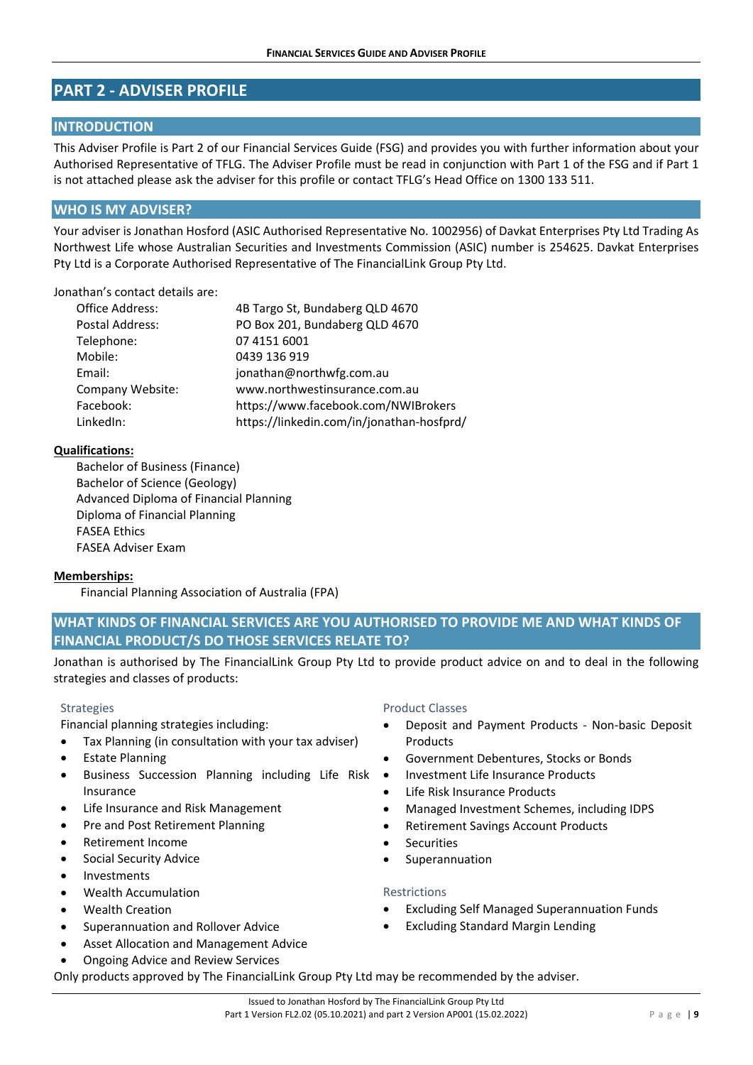## PART 2 - ADVISER PROFILE

### INTRODUCTION

This Adviser Profile is Part 2 of our Financial Services Guide (FSG) and provides you with further information about your Authorised Representative of TFLG. The Adviser Profile must be read in conjunction with Part 1 of the FSG and if Part 1 is not attached please ask the adviser for this profile or contact TFLG's Head Office on 1300 133 511.

### WHO IS MY ADVISER?

Your adviser is Jonathan Hosford (ASIC Authorised Representative No. 1002956) of Davkat Enterprises Pty Ltd Trading As Northwest Life whose Australian Securities and Investments Commission (ASIC) number is 254625. Davkat Enterprises Pty Ltd is a Corporate Authorised Representative of The FinancialLink Group Pty Ltd.

Jonathan's contact details are:

| | |
|---|---|
| Office Address: | 4B Targo St, Bundaberg QLD 4670 |
| Postal Address: | PO Box 201, Bundaberg QLD 4670 |
| Telephone: | 07 4151 6001 |
| Mobile: | 0439 136 919 |
| Email: | jonathan@northwfg.com.au |
| Company Website: | www.northwestinsurance.com.au |
| Facebook: | https://www.facebook.com/NWIBrokers |
| LinkedIn: | https://linkedin.com/in/jonathan-hosfprd/ |

**Qualifications:**

Bachelor of Business (Finance)
Bachelor of Science (Geology)
Advanced Diploma of Financial Planning
Diploma of Financial Planning
FASEA Ethics
FASEA Adviser Exam

**Memberships:**

Financial Planning Association of Australia (FPA)

### WHAT KINDS OF FINANCIAL SERVICES ARE YOU AUTHORISED TO PROVIDE ME AND WHAT KINDS OF FINANCIAL PRODUCT/S DO THOSE SERVICES RELATE TO?

Jonathan is authorised by The FinancialLink Group Pty Ltd to provide product advice on and to deal in the following strategies and classes of products:

Strategies

Financial planning strategies including:

- Tax Planning (in consultation with your tax adviser)
- Estate Planning
- Business Succession Planning including Life Risk Insurance
- Life Insurance and Risk Management
- Pre and Post Retirement Planning
- Retirement Income
- Social Security Advice
- Investments
- Wealth Accumulation
- Wealth Creation
- Superannuation and Rollover Advice
- Asset Allocation and Management Advice
- Ongoing Advice and Review Services

Product Classes

- Deposit and Payment Products - Non-basic Deposit Products
- Government Debentures, Stocks or Bonds
- Investment Life Insurance Products
- Life Risk Insurance Products
- Managed Investment Schemes, including IDPS
- Retirement Savings Account Products
- Securities
- Superannuation

Restrictions

- Excluding Self Managed Superannuation Funds
- Excluding Standard Margin Lending

Only products approved by The FinancialLink Group Pty Ltd may be recommended by the adviser.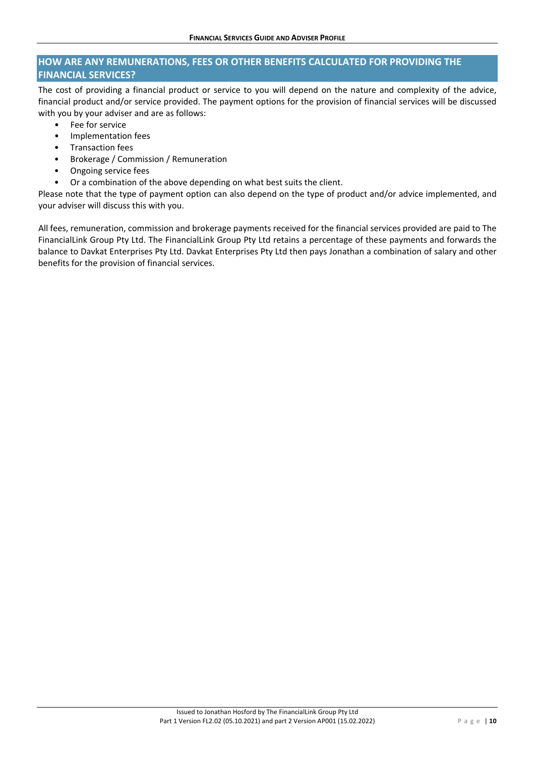## HOW ARE ANY REMUNERATIONS, FEES OR OTHER BENEFITS CALCULATED FOR PROVIDING THE FINANCIAL SERVICES?

The cost of providing a financial product or service to you will depend on the nature and complexity of the advice, financial product and/or service provided. The payment options for the provision of financial services will be discussed with you by your adviser and are as follows:

- Fee for service
- Implementation fees
- Transaction fees
- Brokerage / Commission / Remuneration
- Ongoing service fees
- Or a combination of the above depending on what best suits the client.

Please note that the type of payment option can also depend on the type of product and/or advice implemented, and your adviser will discuss this with you.

All fees, remuneration, commission and brokerage payments received for the financial services provided are paid to The FinancialLink Group Pty Ltd. The FinancialLink Group Pty Ltd retains a percentage of these payments and forwards the balance to Davkat Enterprises Pty Ltd. Davkat Enterprises Pty Ltd then pays Jonathan a combination of salary and other benefits for the provision of financial services.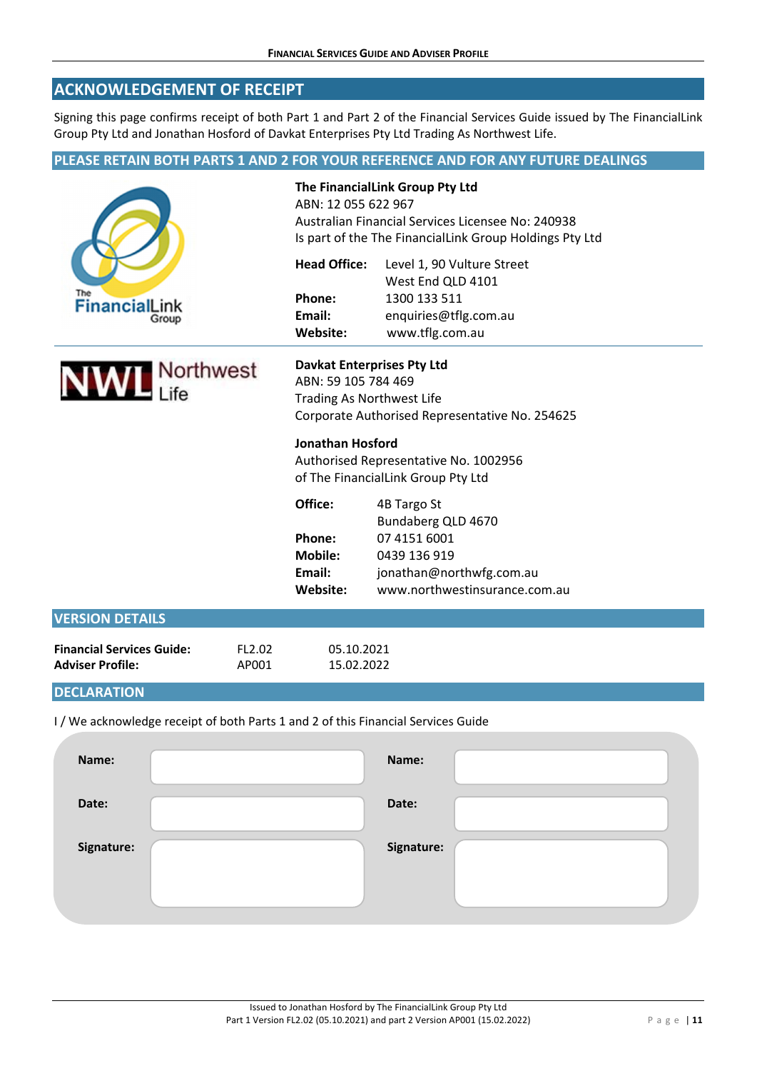## ACKNOWLEDGEMENT OF RECEIPT

Signing this page confirms receipt of both Part 1 and Part 2 of the Financial Services Guide issued by The FinancialLink Group Pty Ltd and Jonathan Hosford of Davkat Enterprises Pty Ltd Trading As Northwest Life.

### PLEASE RETAIN BOTH PARTS 1 AND 2 FOR YOUR REFERENCE AND FOR ANY FUTURE DEALINGS

**The FinancialLink Group Pty Ltd**
ABN: 12 055 622 967
Australian Financial Services Licensee No: 240938
Is part of the The FinancialLink Group Holdings Pty Ltd

| | |
|---|---|
| **Head Office:** | Level 1, 90 Vulture Street<br>West End QLD 4101 |
| **Phone:** | 1300 133 511 |
| **Email:** | enquiries@tflg.com.au |
| **Website:** | www.tflg.com.au |

**Davkat Enterprises Pty Ltd**
ABN: 59 105 784 469
Trading As Northwest Life
Corporate Authorised Representative No. 254625

**Jonathan Hosford**
Authorised Representative No. 1002956
of The FinancialLink Group Pty Ltd

| | |
|---|---|
| **Office:** | 4B Targo St<br>Bundaberg QLD 4670 |
| **Phone:** | 07 4151 6001 |
| **Mobile:** | 0439 136 919 |
| **Email:** | jonathan@northwfg.com.au |
| **Website:** | www.northwestinsurance.com.au |

### VERSION DETAILS

| | | |
|---|---|---|
| **Financial Services Guide:** | FL2.02 | 05.10.2021 |
| **Adviser Profile:** | AP001 | 15.02.2022 |

### DECLARATION

I / We acknowledge receipt of both Parts 1 and 2 of this Financial Services Guide

| | | | |
|---|---|---|---|
| **Name:** | | **Name:** | |
| **Date:** | | **Date:** | |
| **Signature:** | | **Signature:** | |

Issued to Jonathan Hosford by The FinancialLink Group Pty Ltd
Part 1 Version FL2.02 (05.10.2021) and part 2 Version AP001 (15.02.2022)